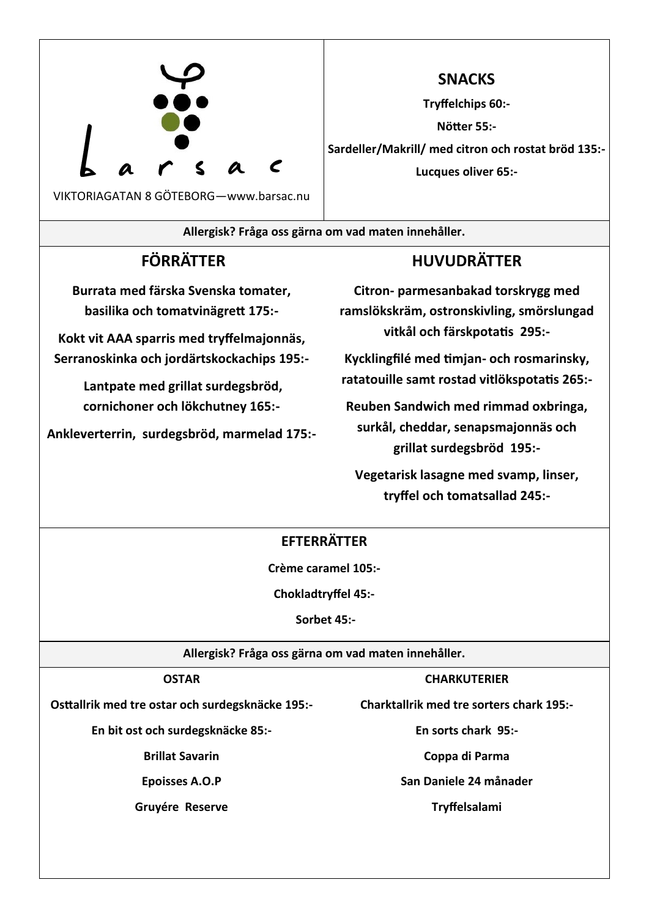# Barsac

VIKTORIAGATAN 8 GÖTEBORG—www.barsac.nu

## SNACKS

**Tryffelchips 60:-**

**Nötter 55:-**

**Sardeller/Makrill/ med citron och rostat bröd 135:-**

**Lucques oliver 65:-**

**Allergisk? Fråga oss gärna om vad maten innehåller.**

## FÖRRÄTTER

**Burrata med färska Svenska tomater, basilika och tomatvinägrett 175:-**

**Kokt vit AAA sparris med tryffelmajonnäs, Serranoskinka och jordärtskockachips 195:-**

**Lantpate med grillat surdegsbröd, cornichoner och lökchutney 165:-**

**Ankleverterrin, surdegsbröd, marmelad 175:-**

## HUVUDRÄTTER

**Citron- parmesanbakad torskrygg med ramslökskräm, ostronskivling, smörslungad vitkål och färskpotatis 295:-**

**Kycklingfilé med timjan- och rosmarinsky, ratatouille samt rostad vitlökspotatis 265:-**

**Reuben Sandwich med rimmad oxbringa, surkål, cheddar, senapsmajonnäs och grillat surdegsbröd 195:-**

**Vegetarisk lasagne med svamp, linser, tryffel och tomatsallad 245:-**

## EFTERRÄTTER

**Crème caramel 105:-**

**Chokladtryffel 45:-**

**Sorbet 45:-**

**Allergisk? Fråga oss gärna om vad maten innehåller.**

### OSTAR

**Osttallrik med tre ostar och surdegsknäcke 195:-**

**En bit ost och surdegsknäcke 85:-**

**Brillat Savarin**

**Epoisses A.O.P**

**Gruyére Reserve**

### CHARKUTERIER

**Charktallrik med tre sorters chark 195:-**

**En sorts chark 95:-**

**Coppa di Parma**

**San Daniele 24 månader**

**Tryffelsalami**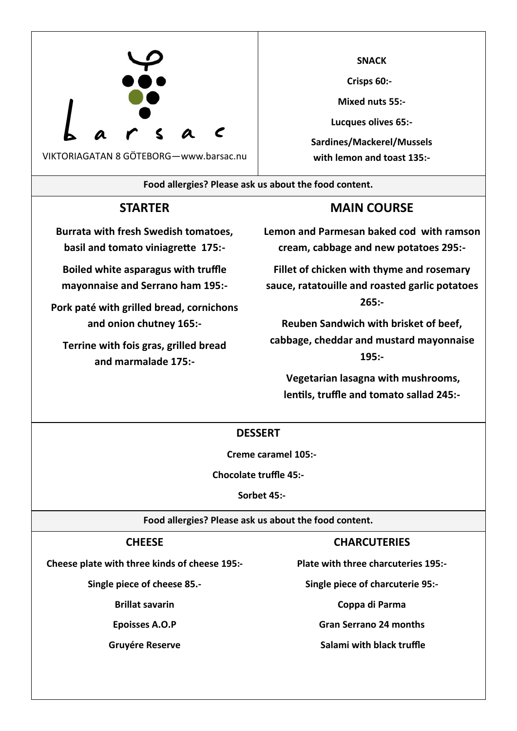# Barsac

VIKTORIAGATAN 8 GÖTEBORG—www.barsac.nu

## SNACK

**Crisps 60:-**

**Mixed nuts 55:-**

**Lucques olives 65:-**

**Sardines/Mackerel/Mussels with lemon and toast 135:-**

**Food allergies? Please ask us about the food content.**

## STARTER

**Burrata with fresh Swedish tomatoes, basil and tomato viniagrette 175:-**

**Boiled white asparagus with truffle mayonnaise and Serrano ham 195:-**

**Pork paté with grilled bread, cornichons and onion chutney 165:-**

**Terrine with fois gras, grilled bread and marmalade 175:-**

## MAIN COURSE

**Lemon and Parmesan baked cod with ramson cream, cabbage and new potatoes 295:-**

**Fillet of chicken with thyme and rosemary sauce, ratatouille and roasted garlic potatoes 265:-**

**Reuben Sandwich with brisket of beef, cabbage, cheddar and mustard mayonnaise 195:-**

**Vegetarian lasagna with mushrooms, lentils, truffle and tomato sallad 245:-**

## DESSERT

**Creme caramel 105:-**

**Chocolate truffle 45:-**

**Sorbet 45:-**

**Food allergies? Please ask us about the food content.**

## CHEESE

**Cheese plate with three kinds of cheese 195:-**

**Single piece of cheese 85.-**

**Brillat savarin**

**Epoisses A.O.P**

**Gruyére Reserve**

## CHARCUTERIES

**Plate with three charcuteries 195:-**

**Single piece of charcuterie 95:-**

**Coppa di Parma**

**Gran Serrano 24 months**

**Salami with black truffle**